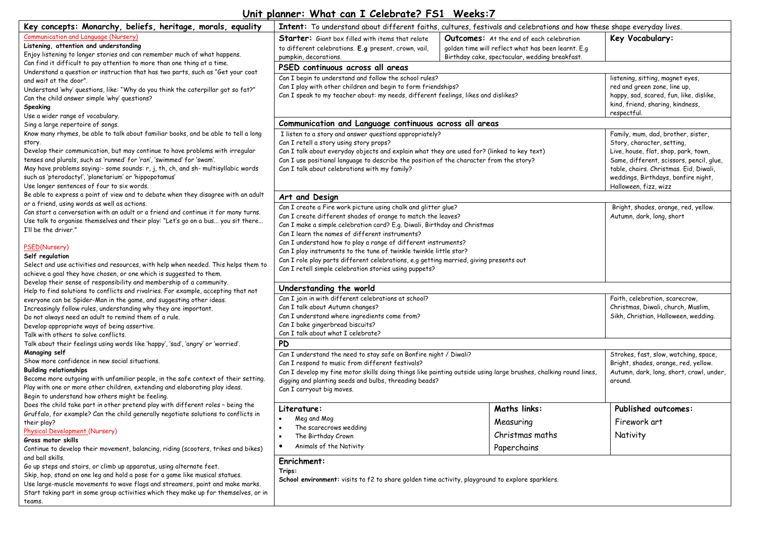# Unit planner: What can I Celebrate? FS1 Weeks:7

## Key concepts: Monarchy, beliefs, heritage, morals, equality

Communication and Language (Nursery)

**Listening, attention and understanding**

Enjoy listening to longer stories and can remember much of what happens.
Can find it difficult to pay attention to more than one thing at a time.
Understand a question or instruction that has two parts, such as "Get your coat and wait at the door".
Understand 'why' questions, like: "Why do you think the caterpillar got so fat?"
Can the child answer simple 'why' questions?

**Speaking**

Use a wider range of vocabulary.
Sing a large repertoire of songs.
Know many rhymes, be able to talk about familiar books, and be able to tell a long story.
Develop their communication, but may continue to have problems with irregular tenses and plurals, such as 'runned' for 'ran', 'swimmed' for 'swam'.
May have problems saying:- some sounds: r, j, th, ch, and sh- multisyllabic words such as 'pterodactyl', 'planetarium' or 'hippopotamus'
Use longer sentences of four to six words.
Be able to express a point of view and to debate when they disagree with an adult or a friend, using words as well as actions.
Can start a conversation with an adult or a friend and continue it for many turns.
Use talk to organise themselves and their play: "Let's go on a bus... you sit there... I'll be the driver."

PSED(Nursery)

**Self regulation**

Select and use activities and resources, with help when needed. This helps them to achieve a goal they have chosen, or one which is suggested to them.
Develop their sense of responsibility and membership of a community.
Help to find solutions to conflicts and rivalries. For example, accepting that not everyone can be Spider-Man in the game, and suggesting other ideas.
Increasingly follow rules, understanding why they are important.
Do not always need an adult to remind them of a rule.
Develop appropriate ways of being assertive.
Talk with others to solve conflicts.
Talk about their feelings using words like 'happy', 'sad', 'angry' or 'worried'.

**Managing self**

Show more confidence in new social situations.

**Building relationships**

Become more outgoing with unfamiliar people, in the safe context of their setting.
Play with one or more other children, extending and elaborating play ideas.
Begin to understand how others might be feeling.
Does the child take part in other pretend play with different roles – being the Gruffalo, for example? Can the child generally negotiate solutions to conflicts in their play?

Physical Development (Nursery)

**Gross motor skills**

Continue to develop their movement, balancing, riding (scooters, trikes and bikes) and ball skills.
Go up steps and stairs, or climb up apparatus, using alternate feet.
Skip, hop, stand on one leg and hold a pose for a game like musical statues.
Use large-muscle movements to wave flags and streamers, paint and make marks.
Start taking part in some group activities which they make up for themselves, or in teams.

---

**Intent:** To understand about different faiths, cultures, festivals and celebrations and how these shape everyday lives.

**Starter:** Giant box filled with items that relate to different celebrations. **E.g** present, crown, vail, pumpkin, decorations.

**Outcomes:** At the end of each celebration golden time will reflect what has been learnt. E.g Birthday cake, spectacular, wedding breakfast.

| Area | Key Vocabulary |
|---|---|
| **PSED continuous across all areas**<br>Can I begin to understand and follow the school rules?<br>Can I play with other children and begin to form friendships?<br>Can I speak to my teacher about: my needs, different feelings, likes and dislikes? | listening, sitting, magnet eyes, red and green zone, line up, happy, sad, scared, fun, like, dislike, kind, friend, sharing, kindness, respectful. |
| **Communication and Language continuous across all areas**<br>I listen to a story and answer questions appropriately?<br>Can I retell a story using story props?<br>Can I talk about everyday objects and explain what they are used for? (linked to key text)<br>Can I use positional language to describe the position of the character from the story?<br>Can I talk about celebrations with my family? | Family, mum, dad, brother, sister, Story, character, setting, Live, house, flat, shop, park, town, Same, different, scissors, pencil, glue, table, chairs. Christmas. Eid, Diwali, weddings, Birthdays, bonfire night, Halloween, fizz, wizz |
| **Art and Design**<br>Can I create a Fire work picture using chalk and glitter glue?<br>Can I create different shades of orange to match the leaves?<br>Can I make a simple celebration card? E.g. Diwali, Birthday and Christmas<br>Can I learn the names of different instruments?<br>Can I understand how to play a range of different instruments?<br>Can I play instruments to the tune of twinkle twinkle little star?<br>Can I role play parts different celebrations, e.g getting married, giving presents out<br>Can I retell simple celebration stories using puppets? | Bright, shades, orange, red, yellow. Autumn, dark, long, short |
| **Understanding the world**<br>Can I join in with different celebrations at school?<br>Can I talk about Autumn changes?<br>Can I understand where ingredients come from?<br>Can I bake gingerbread biscuits?<br>Can I talk about what I celebrate? | Faith, celebration, scarecrow, Christmas, Diwali, church, Muslim, Sikh, Christian, Halloween, wedding. |
| **PD**<br>Can I understand the need to stay safe on Bonfire night / Diwali?<br>Can I respond to music from different festivals?<br>Can I develop my fine motor skills doing things like painting outside using large brushes, chalking round lines, digging and planting seeds and bulbs, threading beads?<br>Can I carryout big moves. | Strokes, fast, slow, watching, space, Bright, shades, orange, red, yellow. Autumn, dark, long, short, crawl, under, around. |

| Literature: | Maths links: | Published outcomes: |
|---|---|---|
| • Meg and Mog<br>• The scarecrows wedding<br>• The Birthday Crown<br>• Animals of the Nativity | Measuring<br>Christmas maths<br>Paperchains | Firework art<br>Nativity |

**Enrichment:**

**Trips:**

**School environment:** visits to f2 to share golden time activity, playground to explore sparklers.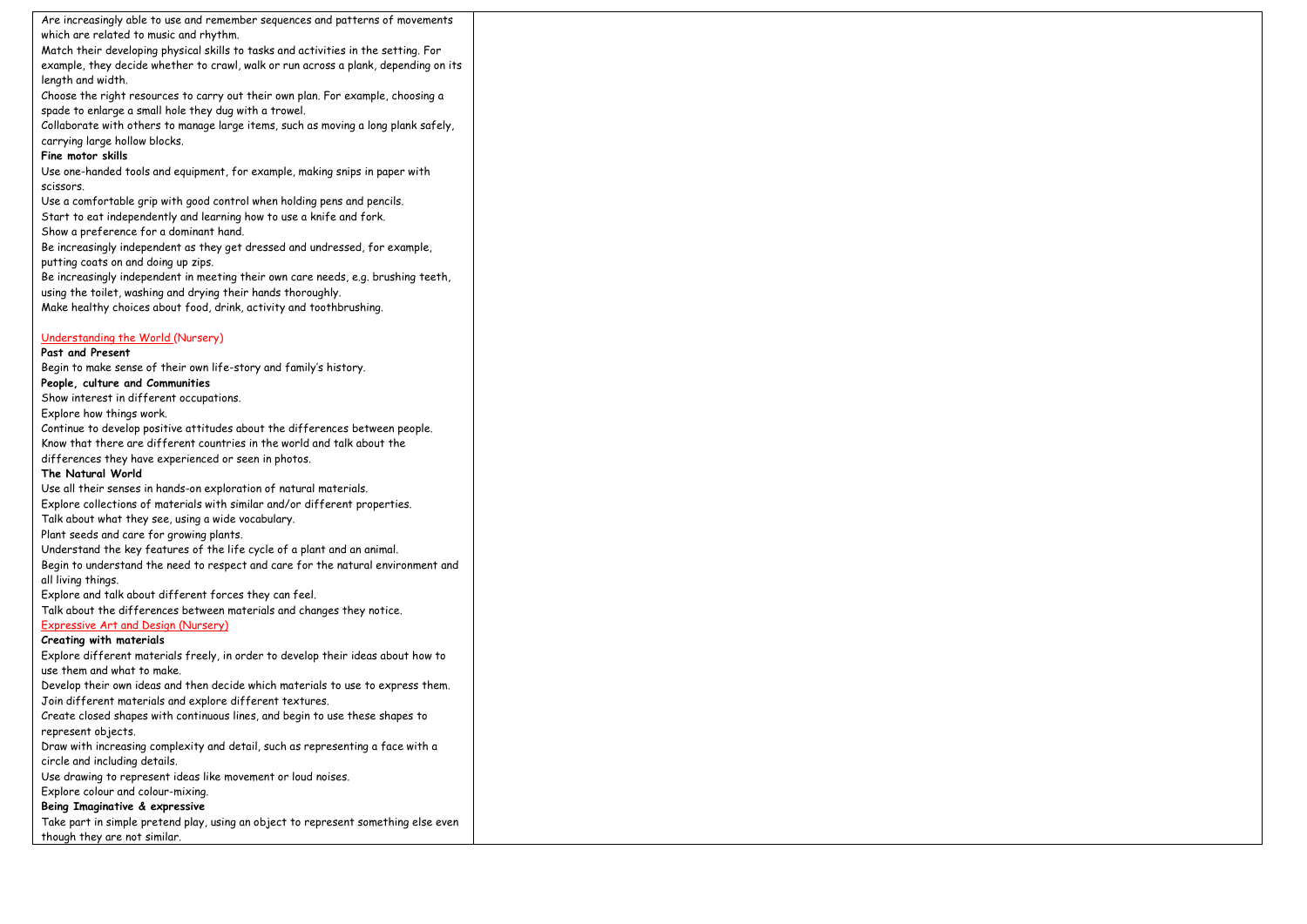Are increasingly able to use and remember sequences and patterns of movements which are related to music and rhythm.
Match their developing physical skills to tasks and activities in the setting. For example, they decide whether to crawl, walk or run across a plank, depending on its length and width.
Choose the right resources to carry out their own plan. For example, choosing a spade to enlarge a small hole they dug with a trowel.
Collaborate with others to manage large items, such as moving a long plank safely, carrying large hollow blocks.

**Fine motor skills**

Use one-handed tools and equipment, for example, making snips in paper with scissors.
Use a comfortable grip with good control when holding pens and pencils.
Start to eat independently and learning how to use a knife and fork.
Show a preference for a dominant hand.
Be increasingly independent as they get dressed and undressed, for example, putting coats on and doing up zips.
Be increasingly independent in meeting their own care needs, e.g. brushing teeth, using the toilet, washing and drying their hands thoroughly.
Make healthy choices about food, drink, activity and toothbrushing.

Understanding the World (Nursery)

**Past and Present**

Begin to make sense of their own life-story and family's history.

**People, culture and Communities**

Show interest in different occupations.
Explore how things work.
Continue to develop positive attitudes about the differences between people.
Know that there are different countries in the world and talk about the differences they have experienced or seen in photos.

**The Natural World**

Use all their senses in hands-on exploration of natural materials.
Explore collections of materials with similar and/or different properties.
Talk about what they see, using a wide vocabulary.
Plant seeds and care for growing plants.
Understand the key features of the life cycle of a plant and an animal.
Begin to understand the need to respect and care for the natural environment and all living things.
Explore and talk about different forces they can feel.
Talk about the differences between materials and changes they notice.

Expressive Art and Design (Nursery)

**Creating with materials**

Explore different materials freely, in order to develop their ideas about how to use them and what to make.
Develop their own ideas and then decide which materials to use to express them.
Join different materials and explore different textures.
Create closed shapes with continuous lines, and begin to use these shapes to represent objects.
Draw with increasing complexity and detail, such as representing a face with a circle and including details.
Use drawing to represent ideas like movement or loud noises.
Explore colour and colour-mixing.

**Being Imaginative & expressive**

Take part in simple pretend play, using an object to represent something else even though they are not similar.